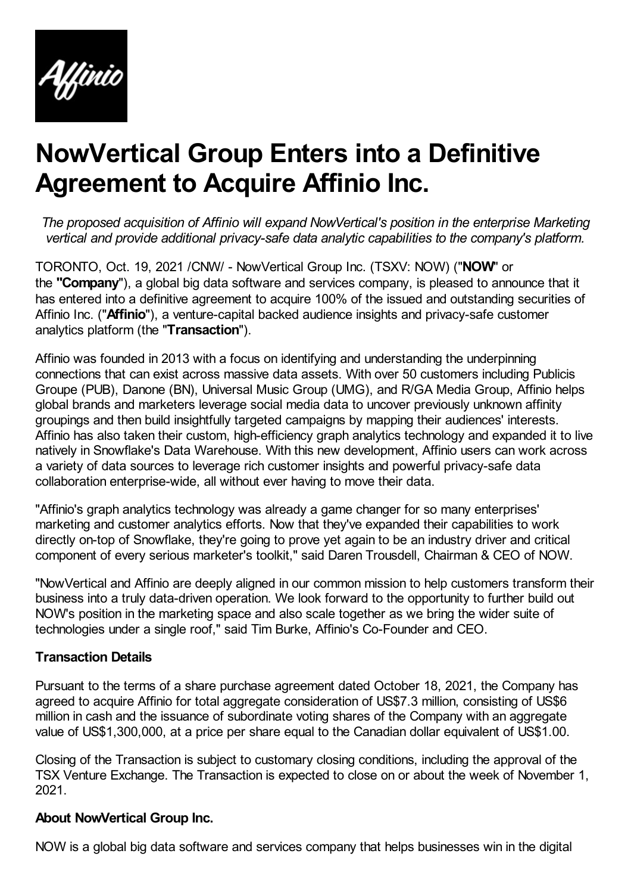# NowVertical Group Enters into a Definitive Agreement to Acquire Affinio Inc.

*The proposed acquisition of Affinio will expand NowVertical's position in the enterprise Marketing vertical and provide additional privacy-safe data analytic capabilities to the company's platform.*

TORONTO, Oct. 19, 2021 /CNW/ - NowVertical Group Inc. (TSXV: NOW) ("**NOW**" or the **"Company**"), a global big data software and services company, is pleased to announce that it has entered into a definitive agreement to acquire 100% of the issued and outstanding securities of Affinio Inc. ("**Affinio**"), a venture-capital backed audience insights and privacy-safe customer analytics platform (the "**Transaction**").

Affinio was founded in 2013 with a focus on identifying and understanding the underpinning connections that can exist across massive data assets. With over 50 customers including Publicis Groupe (PUB), Danone (BN), Universal Music Group (UMG), and R/GA Media Group, Affinio helps global brands and marketers leverage social media data to uncover previously unknown affinity groupings and then build insightfully targeted campaigns by mapping their audiences' interests. Affinio has also taken their custom, high-efficiency graph analytics technology and expanded it to live natively in Snowflake's Data Warehouse. With this new development, Affinio users can work across a variety of data sources to leverage rich customer insights and powerful privacy-safe data collaboration enterprise-wide, all without ever having to move their data.

"Affinio's graph analytics technology was already a game changer for so many enterprises' marketing and customer analytics efforts. Now that they've expanded their capabilities to work directly on-top of Snowflake, they're going to prove yet again to be an industry driver and critical component of every serious marketer's toolkit," said Daren Trousdell, Chairman & CEO of NOW.

"NowVertical and Affinio are deeply aligned in our common mission to help customers transform their business into a truly data-driven operation. We look forward to the opportunity to further build out NOW's position in the marketing space and also scale together as we bring the wider suite of technologies under a single roof," said Tim Burke, Affinio's Co-Founder and CEO.

**Transaction Details**

Pursuant to the terms of a share purchase agreement dated October 18, 2021, the Company has agreed to acquire Affinio for total aggregate consideration of US$7.3 million, consisting of US$6 million in cash and the issuance of subordinate voting shares of the Company with an aggregate value of US$1,300,000, at a price per share equal to the Canadian dollar equivalent of US$1.00.

Closing of the Transaction is subject to customary closing conditions, including the approval of the TSX Venture Exchange. The Transaction is expected to close on or about the week of November 1, 2021.

**About NowVertical Group Inc.**

NOW is a global big data software and services company that helps businesses win in the digital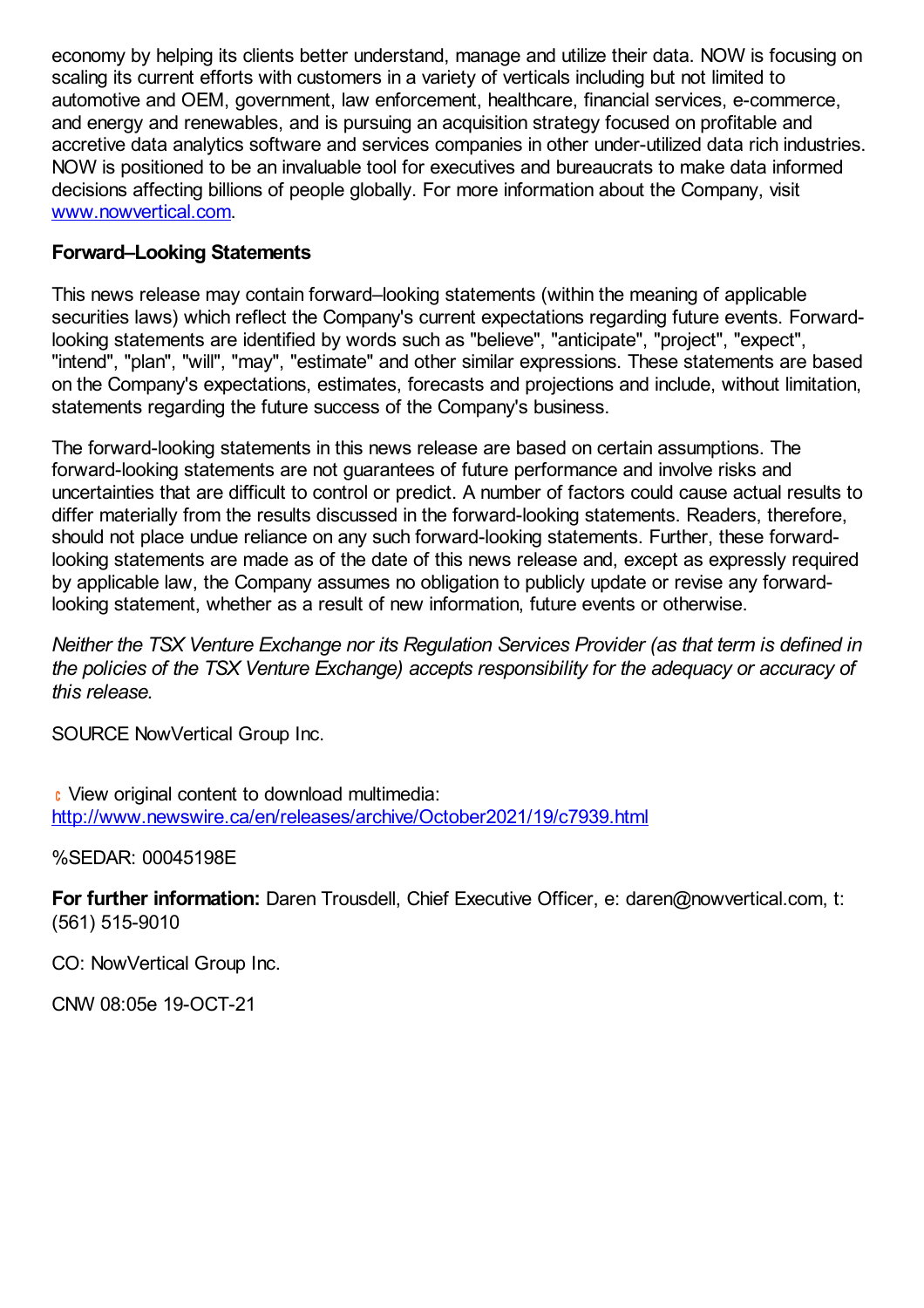economy by helping its clients better understand, manage and utilize their data. NOW is focusing on scaling its current efforts with customers in a variety of verticals including but not limited to automotive and OEM, government, law enforcement, healthcare, financial services, e-commerce, and energy and renewables, and is pursuing an acquisition strategy focused on profitable and accretive data analytics software and services companies in other under-utilized data rich industries. NOW is positioned to be an invaluable tool for executives and bureaucrats to make data informed decisions affecting billions of people globally. For more information about the Company, visit [www.nowvertical.com](http://www.nowvertical.com).

**Forward–Looking Statements**

This news release may contain forward–looking statements (within the meaning of applicable securities laws) which reflect the Company's current expectations regarding future events. Forward-looking statements are identified by words such as "believe", "anticipate", "project", "expect", "intend", "plan", "will", "may", "estimate" and other similar expressions. These statements are based on the Company's expectations, estimates, forecasts and projections and include, without limitation, statements regarding the future success of the Company's business.

The forward-looking statements in this news release are based on certain assumptions. The forward-looking statements are not guarantees of future performance and involve risks and uncertainties that are difficult to control or predict. A number of factors could cause actual results to differ materially from the results discussed in the forward-looking statements. Readers, therefore, should not place undue reliance on any such forward-looking statements. Further, these forward-looking statements are made as of the date of this news release and, except as expressly required by applicable law, the Company assumes no obligation to publicly update or revise any forward-looking statement, whether as a result of new information, future events or otherwise.

*Neither the TSX Venture Exchange nor its Regulation Services Provider (as that term is defined in the policies of the TSX Venture Exchange) accepts responsibility for the adequacy or accuracy of this release.*

SOURCE NowVertical Group Inc.

View original content to download multimedia: [http://www.newswire.ca/en/releases/archive/October2021/19/c7939.html](http://www.newswire.ca/en/releases/archive/October2021/19/c7939.html)

%SEDAR: 00045198E

**For further information:** Daren Trousdell, Chief Executive Officer, e: daren@nowvertical.com, t: (561) 515-9010

CO: NowVertical Group Inc.

CNW 08:05e 19-OCT-21